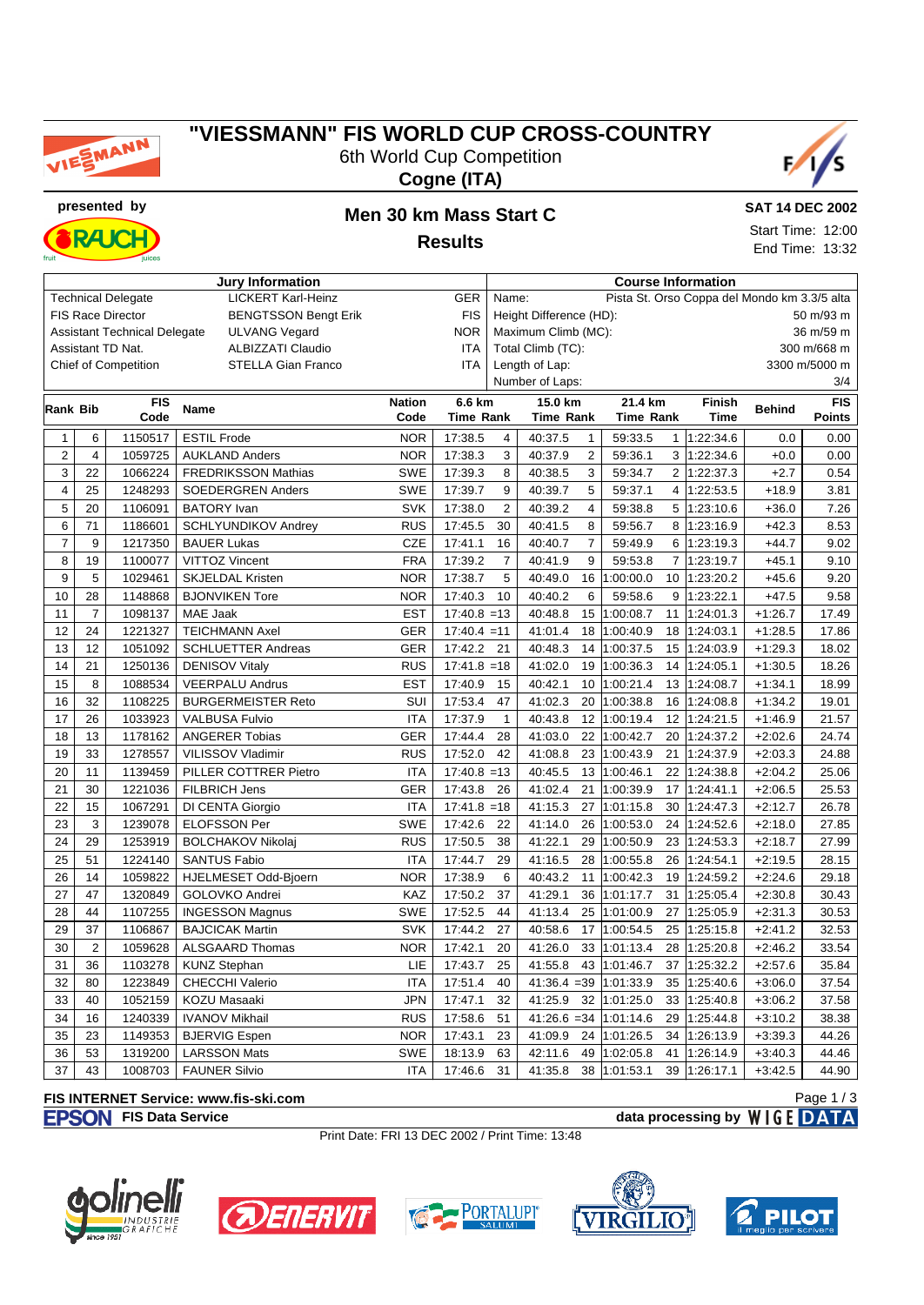# "VIESSMANN" FIS WORLD CUP CROSS-COUNTRY

6th World Cup Competition

**Cogne (ITA)**

presented by

## Men 30 km Mass Start C

### Results

**SAT 14 DEC 2002**

Start Time: 12:00

End Time: 13:32

| Jury Information | | | Course Information | |
|---|---|---|---|---|
| Technical Delegate | LICKERT Karl-Heinz | GER | Name: | Pista St. Orso Coppa del Mondo km 3.3/5 alta |
| FIS Race Director | BENGTSSON Bengt Erik | FIS | Height Difference (HD): | 50 m/93 m |
| Assistant Technical Delegate | ULVANG Vegard | NOR | Maximum Climb (MC): | 36 m/59 m |
| Assistant TD Nat. | ALBIZZATI Claudio | ITA | Total Climb (TC): | 300 m/668 m |
| Chief of Competition | STELLA Gian Franco | ITA | Length of Lap: | 3300 m/5000 m |
| | | | Number of Laps: | 3/4 |

| Rank | Bib | FIS Code | Name | Nation Code | 6.6 km Time | Rank | 15.0 km Time | Rank | 21.4 km Time | Rank | Finish Time | Behind | FIS Points |
|---|---|---|---|---|---|---|---|---|---|---|---|---|---|
| 1 | 6 | 1150517 | ESTIL Frode | NOR | 17:38.5 | 4 | 40:37.5 | 1 | 59:33.5 | 1 | 1:22:34.6 | 0.0 | 0.00 |
| 2 | 4 | 1059725 | AUKLAND Anders | NOR | 17:38.3 | 3 | 40:37.9 | 2 | 59:36.1 | 3 | 1:22:34.6 | +0.0 | 0.00 |
| 3 | 22 | 1066224 | FREDRIKSSON Mathias | SWE | 17:39.3 | 8 | 40:38.5 | 3 | 59:34.7 | 2 | 1:22:37.3 | +2.7 | 0.54 |
| 4 | 25 | 1248293 | SOEDERGREN Anders | SWE | 17:39.7 | 9 | 40:39.7 | 5 | 59:37.1 | 4 | 1:22:53.5 | +18.9 | 3.81 |
| 5 | 20 | 1106091 | BATORY Ivan | SVK | 17:38.0 | 2 | 40:39.2 | 4 | 59:38.8 | 5 | 1:23:10.6 | +36.0 | 7.26 |
| 6 | 71 | 1186601 | SCHLYUNDIKOV Andrey | RUS | 17:45.5 | 30 | 40:41.5 | 8 | 59:56.7 | 8 | 1:23:16.9 | +42.3 | 8.53 |
| 7 | 9 | 1217350 | BAUER Lukas | CZE | 17:41.1 | 16 | 40:40.7 | 7 | 59:49.9 | 6 | 1:23:19.3 | +44.7 | 9.02 |
| 8 | 19 | 1100077 | VITTOZ Vincent | FRA | 17:39.2 | 7 | 40:41.9 | 9 | 59:53.8 | 7 | 1:23:19.7 | +45.1 | 9.10 |
| 9 | 5 | 1029461 | SKJELDAL Kristen | NOR | 17:38.7 | 5 | 40:49.0 | 16 | 1:00:00.0 | 10 | 1:23:20.2 | +45.6 | 9.20 |
| 10 | 28 | 1148868 | BJONVIKEN Tore | NOR | 17:40.3 | 10 | 40:40.2 | 6 | 59:58.6 | 9 | 1:23:22.1 | +47.5 | 9.58 |
| 11 | 7 | 1098137 | MAE Jaak | EST | 17:40.8 | =13 | 40:48.8 | 15 | 1:00:08.7 | 11 | 1:24:01.3 | +1:26.7 | 17.49 |
| 12 | 24 | 1221327 | TEICHMANN Axel | GER | 17:40.4 | =11 | 41:01.4 | 18 | 1:00:40.9 | 18 | 1:24:03.1 | +1:28.5 | 17.86 |
| 13 | 12 | 1051092 | SCHLUETTER Andreas | GER | 17:42.2 | 21 | 40:48.3 | 14 | 1:00:37.5 | 15 | 1:24:03.9 | +1:29.3 | 18.02 |
| 14 | 21 | 1250136 | DENISOV Vitaly | RUS | 17:41.8 | =18 | 41:02.0 | 19 | 1:00:36.3 | 14 | 1:24:05.1 | +1:30.5 | 18.26 |
| 15 | 8 | 1088534 | VEERPALU Andrus | EST | 17:40.9 | 15 | 40:42.1 | 10 | 1:00:21.4 | 13 | 1:24:08.7 | +1:34.1 | 18.99 |
| 16 | 32 | 1108225 | BURGERMEISTER Reto | SUI | 17:53.4 | 47 | 41:02.3 | 20 | 1:00:38.8 | 16 | 1:24:08.8 | +1:34.2 | 19.01 |
| 17 | 26 | 1033923 | VALBUSA Fulvio | ITA | 17:37.9 | 1 | 40:43.8 | 12 | 1:00:19.4 | 12 | 1:24:21.5 | +1:46.9 | 21.57 |
| 18 | 13 | 1178162 | ANGERER Tobias | GER | 17:44.4 | 28 | 41:03.0 | 22 | 1:00:42.7 | 20 | 1:24:37.2 | +2:02.6 | 24.74 |
| 19 | 33 | 1278557 | VILISSOV Vladimir | RUS | 17:52.0 | 42 | 41:08.8 | 23 | 1:00:43.9 | 21 | 1:24:37.9 | +2:03.3 | 24.88 |
| 20 | 11 | 1139459 | PILLER COTTRER Pietro | ITA | 17:40.8 | =13 | 40:45.5 | 13 | 1:00:46.1 | 22 | 1:24:38.8 | +2:04.2 | 25.06 |
| 21 | 30 | 1221036 | FILBRICH Jens | GER | 17:43.8 | 26 | 41:02.4 | 21 | 1:00:39.9 | 17 | 1:24:41.1 | +2:06.5 | 25.53 |
| 22 | 15 | 1067291 | DI CENTA Giorgio | ITA | 17:41.8 | =18 | 41:15.3 | 27 | 1:01:15.8 | 30 | 1:24:47.3 | +2:12.7 | 26.78 |
| 23 | 3 | 1239078 | ELOFSSON Per | SWE | 17:42.6 | 22 | 41:14.0 | 26 | 1:00:53.0 | 24 | 1:24:52.6 | +2:18.0 | 27.85 |
| 24 | 29 | 1253919 | BOLCHAKOV Nikolaj | RUS | 17:50.5 | 38 | 41:22.1 | 29 | 1:00:50.9 | 23 | 1:24:53.3 | +2:18.7 | 27.99 |
| 25 | 51 | 1224140 | SANTUS Fabio | ITA | 17:44.7 | 29 | 41:16.5 | 28 | 1:00:55.8 | 26 | 1:24:54.1 | +2:19.5 | 28.15 |
| 26 | 14 | 1059822 | HJELMESET Odd-Bjoern | NOR | 17:38.9 | 6 | 40:43.2 | 11 | 1:00:42.3 | 19 | 1:24:59.2 | +2:24.6 | 29.18 |
| 27 | 47 | 1320849 | GOLOVKO Andrei | KAZ | 17:50.2 | 37 | 41:29.1 | 36 | 1:01:17.7 | 31 | 1:25:05.4 | +2:30.8 | 30.43 |
| 28 | 44 | 1107255 | INGESSON Magnus | SWE | 17:52.5 | 44 | 41:13.4 | 25 | 1:01:00.9 | 27 | 1:25:05.9 | +2:31.3 | 30.53 |
| 29 | 37 | 1106867 | BAJCICAK Martin | SVK | 17:44.2 | 27 | 40:58.6 | 17 | 1:00:54.5 | 25 | 1:25:15.8 | +2:41.2 | 32.53 |
| 30 | 2 | 1059628 | ALSGAARD Thomas | NOR | 17:42.1 | 20 | 41:26.0 | 33 | 1:01:13.4 | 28 | 1:25:20.8 | +2:46.2 | 33.54 |
| 31 | 36 | 1103278 | KUNZ Stephan | LIE | 17:43.7 | 25 | 41:55.8 | 43 | 1:01:46.7 | 37 | 1:25:32.2 | +2:57.6 | 35.84 |
| 32 | 80 | 1223849 | CHECCHI Valerio | ITA | 17:51.4 | 40 | 41:36.4 | =39 | 1:01:33.9 | 35 | 1:25:40.6 | +3:06.0 | 37.54 |
| 33 | 40 | 1052159 | KOZU Masaaki | JPN | 17:47.1 | 32 | 41:25.9 | 32 | 1:01:25.0 | 33 | 1:25:40.8 | +3:06.2 | 37.58 |
| 34 | 16 | 1240339 | IVANOV Mikhail | RUS | 17:58.6 | 51 | 41:26.6 | =34 | 1:01:14.6 | 29 | 1:25:44.8 | +3:10.2 | 38.38 |
| 35 | 23 | 1149353 | BJERVIG Espen | NOR | 17:43.1 | 23 | 41:09.9 | 24 | 1:01:26.5 | 34 | 1:26:13.9 | +3:39.3 | 44.26 |
| 36 | 53 | 1319200 | LARSSON Mats | SWE | 18:13.9 | 63 | 42:11.6 | 49 | 1:02:05.8 | 41 | 1:26:14.9 | +3:40.3 | 44.46 |
| 37 | 43 | 1008703 | FAUNER Silvio | ITA | 17:46.6 | 31 | 41:35.8 | 38 | 1:01:53.1 | 39 | 1:26:17.1 | +3:42.5 | 44.90 |

FIS INTERNET Service: www.fis-ski.com

FIS Data Service — data processing by WIGE DATA

Print Date: FRI 13 DEC 2002 / Print Time: 13:48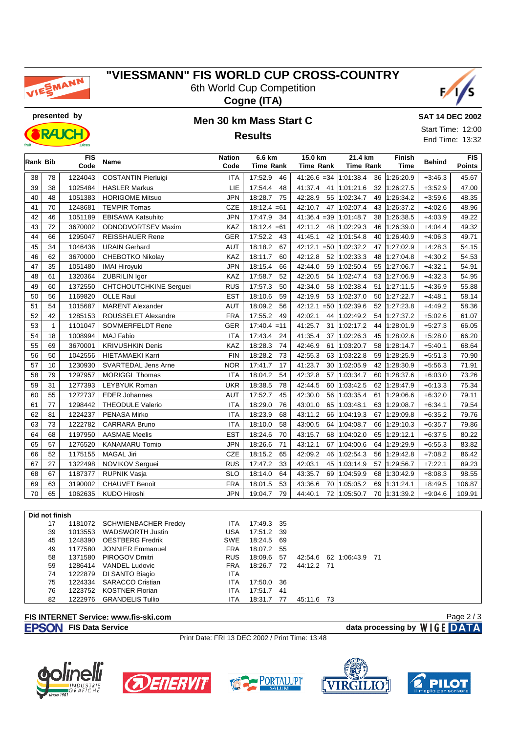# "VIESSMANN" FIS WORLD CUP CROSS-COUNTRY

6th World Cup Competition

**Cogne (ITA)**

presented by

## Men 30 km Mass Start C

## Results

**SAT 14 DEC 2002**

Start Time: 12:00

End Time: 13:32

| Rank | Bib | FIS Code | Name | Nation Code | 6.6 km Time | Rank | 15.0 km Time | Rank | 21.4 km Time | Rank | Finish Time | Behind | FIS Points |
|---|---|---|---|---|---|---|---|---|---|---|---|---|---|
| 38 | 78 | 1224043 | COSTANTIN Pierluigi | ITA | 17:52.9 | 46 | 41:26.6 | =34 | 1:01:38.4 | 36 | 1:26:20.9 | +3:46.3 | 45.67 |
| 39 | 38 | 1025484 | HASLER Markus | LIE | 17:54.4 | 48 | 41:37.4 | 41 | 1:01:21.6 | 32 | 1:26:27.5 | +3:52.9 | 47.00 |
| 40 | 48 | 1051383 | HORIGOME Mitsuo | JPN | 18:28.7 | 75 | 42:28.9 | 55 | 1:02:34.7 | 49 | 1:26:34.2 | +3:59.6 | 48.35 |
| 41 | 70 | 1248681 | TEMPIR Tomas | CZE | 18:12.4 | =61 | 42:10.7 | 47 | 1:02:07.4 | 43 | 1:26:37.2 | +4:02.6 | 48.96 |
| 42 | 46 | 1051189 | EBISAWA Katsuhito | JPN | 17:47.9 | 34 | 41:36.4 | =39 | 1:01:48.7 | 38 | 1:26:38.5 | +4:03.9 | 49.22 |
| 43 | 72 | 3670002 | ODNODVORTSEV Maxim | KAZ | 18:12.4 | =61 | 42:11.2 | 48 | 1:02:29.3 | 46 | 1:26:39.0 | +4:04.4 | 49.32 |
| 44 | 66 | 1295047 | REISSHAUER Rene | GER | 17:52.2 | 43 | 41:45.1 | 42 | 1:01:54.8 | 40 | 1:26:40.9 | +4:06.3 | 49.71 |
| 45 | 34 | 1046436 | URAIN Gerhard | AUT | 18:18.2 | 67 | 42:12.1 | =50 | 1:02:32.2 | 47 | 1:27:02.9 | +4:28.3 | 54.15 |
| 46 | 62 | 3670000 | CHEBOTKO Nikolay | KAZ | 18:11.7 | 60 | 42:12.8 | 52 | 1:02:33.3 | 48 | 1:27:04.8 | +4:30.2 | 54.53 |
| 47 | 35 | 1051480 | IMAI Hiroyuki | JPN | 18:15.4 | 66 | 42:44.0 | 59 | 1:02:50.4 | 55 | 1:27:06.7 | +4:32.1 | 54.91 |
| 48 | 61 | 1320364 | ZUBRILIN Igor | KAZ | 17:58.7 | 52 | 42:20.5 | 54 | 1:02:47.4 | 53 | 1:27:06.9 | +4:32.3 | 54.95 |
| 49 | 60 | 1372550 | CHTCHOUTCHKINE Serguei | RUS | 17:57.3 | 50 | 42:34.0 | 58 | 1:02:38.4 | 51 | 1:27:11.5 | +4:36.9 | 55.88 |
| 50 | 56 | 1169820 | OLLE Raul | EST | 18:10.6 | 59 | 42:19.9 | 53 | 1:02:37.0 | 50 | 1:27:22.7 | +4:48.1 | 58.14 |
| 51 | 54 | 1015687 | MARENT Alexander | AUT | 18:09.2 | 56 | 42:12.1 | =50 | 1:02:39.6 | 52 | 1:27:23.8 | +4:49.2 | 58.36 |
| 52 | 42 | 1285153 | ROUSSELET Alexandre | FRA | 17:55.2 | 49 | 42:02.1 | 44 | 1:02:49.2 | 54 | 1:27:37.2 | +5:02.6 | 61.07 |
| 53 | 1 | 1101047 | SOMMERFELDT Rene | GER | 17:40.4 | =11 | 41:25.7 | 31 | 1:02:17.2 | 44 | 1:28:01.9 | +5:27.3 | 66.05 |
| 54 | 18 | 1008994 | MAJ Fabio | ITA | 17:43.4 | 24 | 41:35.4 | 37 | 1:02:26.3 | 45 | 1:28:02.6 | +5:28.0 | 66.20 |
| 55 | 69 | 3670001 | KRIVUSHKIN Denis | KAZ | 18:28.3 | 74 | 42:46.9 | 61 | 1:03:20.7 | 58 | 1:28:14.7 | +5:40.1 | 68.64 |
| 56 | 50 | 1042556 | HIETAMAEKI Karri | FIN | 18:28.2 | 73 | 42:55.3 | 63 | 1:03:22.8 | 59 | 1:28:25.9 | +5:51.3 | 70.90 |
| 57 | 10 | 1230930 | SVARTEDAL Jens Arne | NOR | 17:41.7 | 17 | 41:23.7 | 30 | 1:02:05.9 | 42 | 1:28:30.9 | +5:56.3 | 71.91 |
| 58 | 79 | 1297957 | MORIGGL Thomas | ITA | 18:04.2 | 54 | 42:32.8 | 57 | 1:03:34.7 | 60 | 1:28:37.6 | +6:03.0 | 73.26 |
| 59 | 31 | 1277393 | LEYBYUK Roman | UKR | 18:38.5 | 78 | 42:44.5 | 60 | 1:03:42.5 | 62 | 1:28:47.9 | +6:13.3 | 75.34 |
| 60 | 55 | 1272737 | EDER Johannes | AUT | 17:52.7 | 45 | 42:30.0 | 56 | 1:03:35.4 | 61 | 1:29:06.6 | +6:32.0 | 79.11 |
| 61 | 77 | 1298442 | THEODULE Valerio | ITA | 18:29.0 | 76 | 43:01.0 | 65 | 1:03:48.1 | 63 | 1:29:08.7 | +6:34.1 | 79.54 |
| 62 | 81 | 1224237 | PENASA Mirko | ITA | 18:23.9 | 68 | 43:11.2 | 66 | 1:04:19.3 | 67 | 1:29:09.8 | +6:35.2 | 79.76 |
| 63 | 73 | 1222782 | CARRARA Bruno | ITA | 18:10.0 | 58 | 43:00.5 | 64 | 1:04:08.7 | 66 | 1:29:10.3 | +6:35.7 | 79.86 |
| 64 | 68 | 1197950 | AASMAE Meelis | EST | 18:24.6 | 70 | 43:15.7 | 68 | 1:04:02.0 | 65 | 1:29:12.1 | +6:37.5 | 80.22 |
| 65 | 57 | 1276520 | KANAMARU Tomio | JPN | 18:26.6 | 71 | 43:12.1 | 67 | 1:04:00.6 | 64 | 1:29:29.9 | +6:55.3 | 83.82 |
| 66 | 52 | 1175155 | MAGAL Jiri | CZE | 18:15.2 | 65 | 42:09.2 | 46 | 1:02:54.3 | 56 | 1:29:42.8 | +7:08.2 | 86.42 |
| 67 | 27 | 1322498 | NOVIKOV Serguei | RUS | 17:47.2 | 33 | 42:03.1 | 45 | 1:03:14.9 | 57 | 1:29:56.7 | +7:22.1 | 89.23 |
| 68 | 67 | 1187377 | RUPNIK Vasja | SLO | 18:14.0 | 64 | 43:35.7 | 69 | 1:04:59.9 | 68 | 1:30:42.9 | +8:08.3 | 98.55 |
| 69 | 63 | 3190002 | CHAUVET Benoit | FRA | 18:01.5 | 53 | 43:36.6 | 70 | 1:05:05.2 | 69 | 1:31:24.1 | +8:49.5 | 106.87 |
| 70 | 65 | 1062635 | KUDO Hiroshi | JPN | 19:04.7 | 79 | 44:40.1 | 72 | 1:05:50.7 | 70 | 1:31:39.2 | +9:04.6 | 109.91 |

**Did not finish**

| Bib | FIS Code | Name | Nation Code | 6.6 km Time | Rank | 15.0 km Time | Rank | 21.4 km Time | Rank |
|---|---|---|---|---|---|---|---|---|---|
| 17 | 1181072 | SCHWIENBACHER Freddy | ITA | 17:49.3 | 35 | | | | |
| 39 | 1013553 | WADSWORTH Justin | USA | 17:51.2 | 39 | | | | |
| 45 | 1248390 | OESTBERG Fredrik | SWE | 18:24.5 | 69 | | | | |
| 49 | 1177580 | JONNIER Emmanuel | FRA | 18:07.2 | 55 | | | | |
| 58 | 1371580 | PIROGOV Dmitri | RUS | 18:09.6 | 57 | 42:54.6 | 62 | 1:06:43.9 | 71 |
| 59 | 1286414 | VANDEL Ludovic | FRA | 18:26.7 | 72 | 44:12.2 | 71 | | |
| 74 | 1222879 | DI SANTO Biagio | ITA | | | | | | |
| 75 | 1224334 | SARACCO Cristian | ITA | 17:50.0 | 36 | | | | |
| 76 | 1223752 | KOSTNER Florian | ITA | 17:51.7 | 41 | | | | |
| 82 | 1222976 | GRANDELIS Tullio | ITA | 18:31.7 | 77 | 45:11.6 | 73 | | |

**FIS INTERNET Service: www.fis-ski.com**

**FIS Data Service** — **data processing by WIGE DATA**

Print Date: FRI 13 DEC 2002 / Print Time: 13:48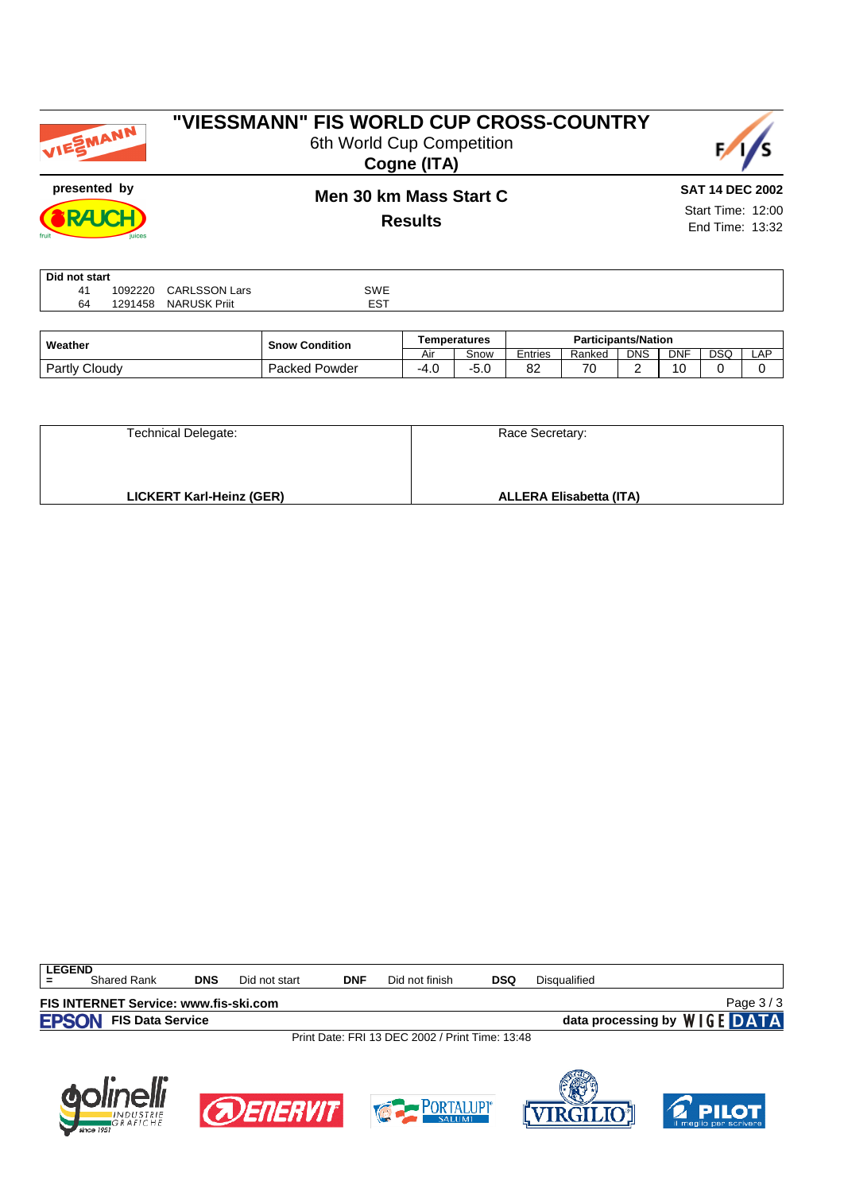# "VIESSMANN" FIS WORLD CUP CROSS-COUNTRY

6th World Cup Competition

**Cogne (ITA)**

**presented by**

## Men 30 km Mass Start C

## Results

**SAT 14 DEC 2002**

Start Time: 12:00

End Time: 13:32

| Did not start | | | |
|---|---|---|---|
| 41 | 1092220 | CARLSSON Lars | SWE |
| 64 | 1291458 | NARUSK Priit | EST |

| Weather | Snow Condition | Temperatures | | Participants/Nation | | | | | |
|---|---|---|---|---|---|---|---|---|---|
| | | Air | Snow | Entries | Ranked | DNS | DNF | DSQ | LAP |
| Partly Cloudy | Packed Powder | -4.0 | -5.0 | 82 | 70 | 2 | 10 | 0 | 0 |

| Technical Delegate: | Race Secretary: |
|---|---|
| **LICKERT Karl-Heinz (GER)** | **ALLERA Elisabetta (ITA)** |

**LEGEND**

| = | Shared Rank | DNS | Did not start | DNF | Did not finish | DSQ | Disqualified |
|---|---|---|---|---|---|---|---|

**FIS INTERNET Service: www.fis-ski.com**

**EPSON FIS Data Service** — **data processing by WIGE DATA**

Print Date: FRI 13 DEC 2002 / Print Time: 13:48